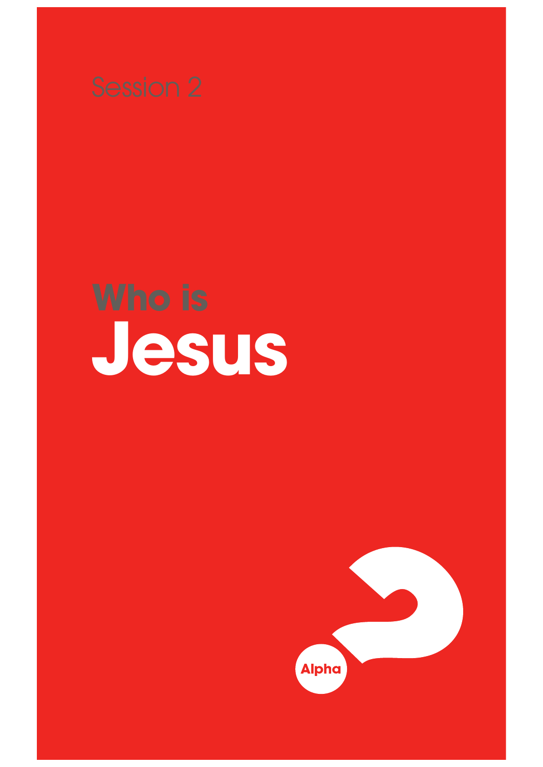Session 2

# Who is Jesus

Alpha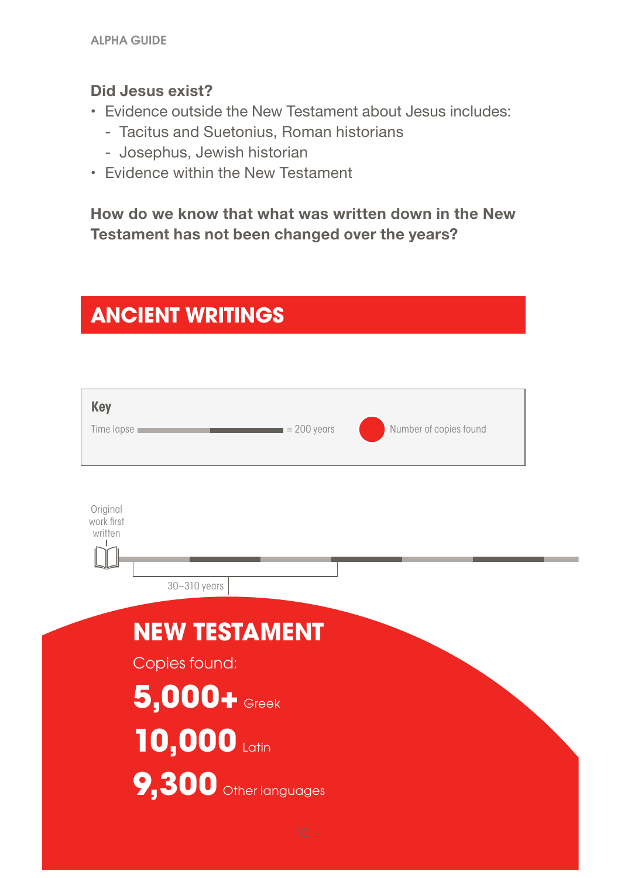### Did Jesus exist?

- Evidence outside the New Testament about Jesus includes:
  - Tacitus and Suetonius, Roman historians
  - Josephus, Jewish historian
- Evidence within the New Testament

**How do we know that what was written down in the New Testament has not been changed over the years?**

## ANCIENT WRITINGS

**Key**

Time lapse = 200 years

Number of copies found

Original work first written

30–310 years

## NEW TESTAMENT

Copies found:

**5,000+** Greek

**10,000** Latin

**9,300** Other languages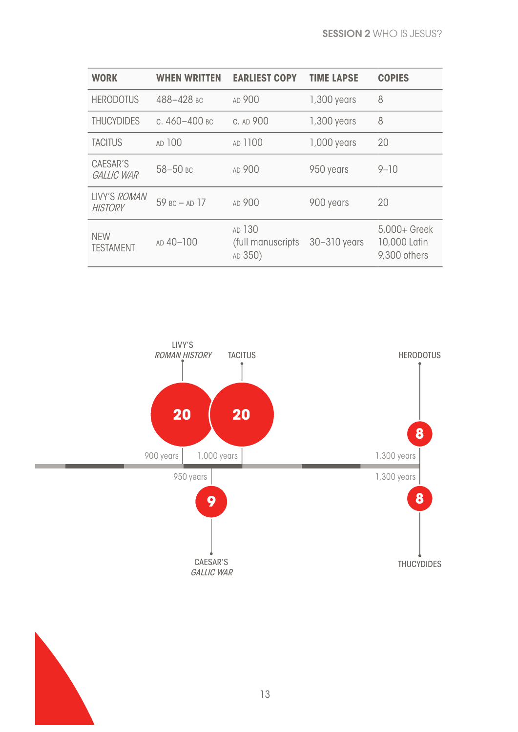| WORK | WHEN WRITTEN | EARLIEST COPY | TIME LAPSE | COPIES |
|---|---|---|---|---|
| HERODOTUS | 488–428 BC | AD 900 | 1,300 years | 8 |
| THUCYDIDES | C. 460–400 BC | C. AD 900 | 1,300 years | 8 |
| TACITUS | AD 100 | AD 1100 | 1,000 years | 20 |
| CAESAR'S *GALLIC WAR* | 58–50 BC | AD 900 | 950 years | 9–10 |
| LIVY'S *ROMAN HISTORY* | 59 BC – AD 17 | AD 900 | 900 years | 20 |
| NEW TESTAMENT | AD 40–100 | AD 130 (full manuscripts AD 350) | 30–310 years | 5,000+ Greek 10,000 Latin 9,300 others |

LIVY'S *ROMAN HISTORY* — 20 — 900 years

TACITUS — 20 — 1,000 years

CAESAR'S *GALLIC WAR* — 9 — 950 years

HERODOTUS — 8 — 1,300 years

THUCYDIDES — 8 — 1,300 years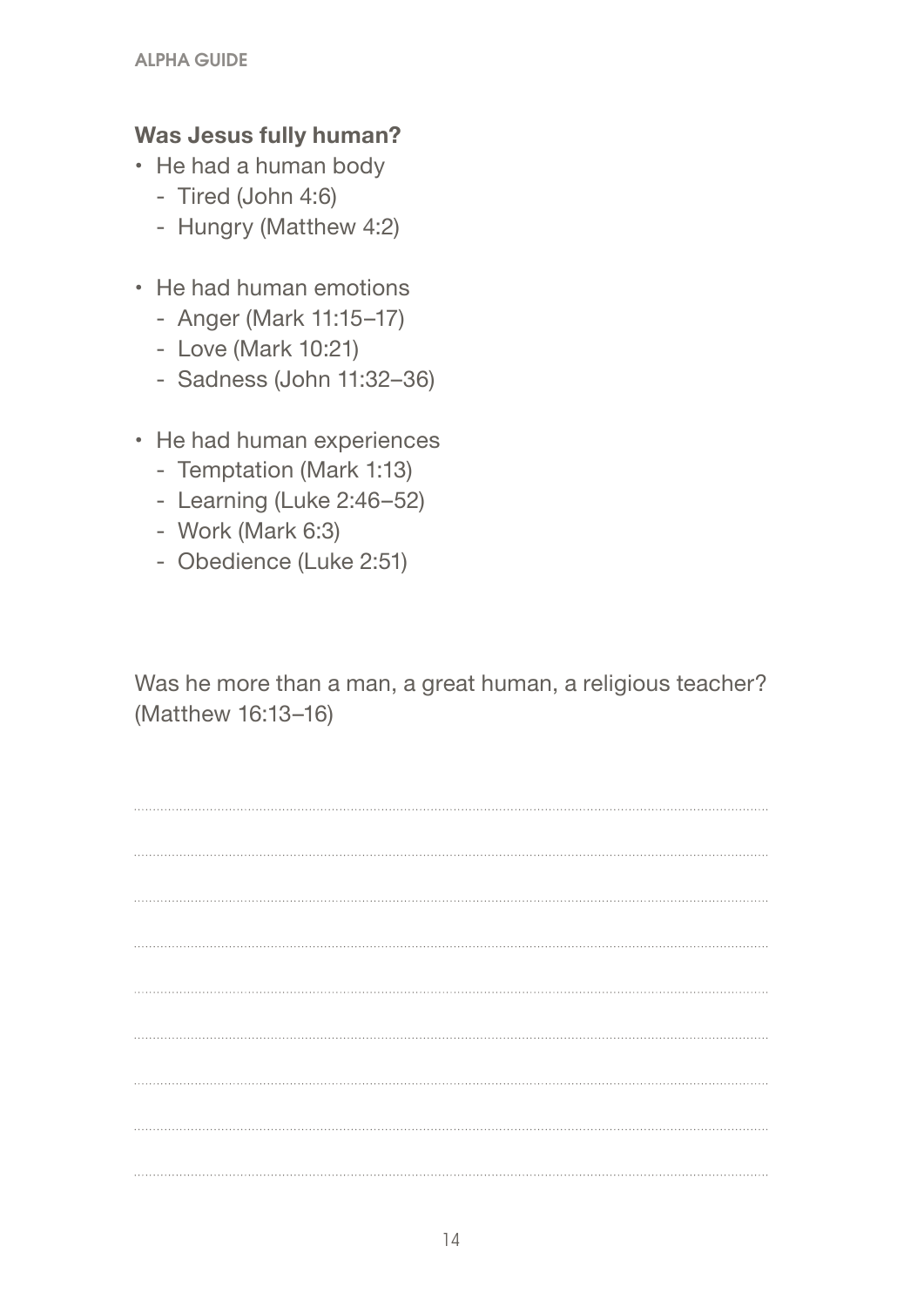**Was Jesus fully human?**

- He had a human body
  - Tired (John 4:6)
  - Hungry (Matthew 4:2)

- He had human emotions
  - Anger (Mark 11:15–17)
  - Love (Mark 10:21)
  - Sadness (John 11:32–36)

- He had human experiences
  - Temptation (Mark 1:13)
  - Learning (Luke 2:46–52)
  - Work (Mark 6:3)
  - Obedience (Luke 2:51)

Was he more than a man, a great human, a religious teacher? (Matthew 16:13–16)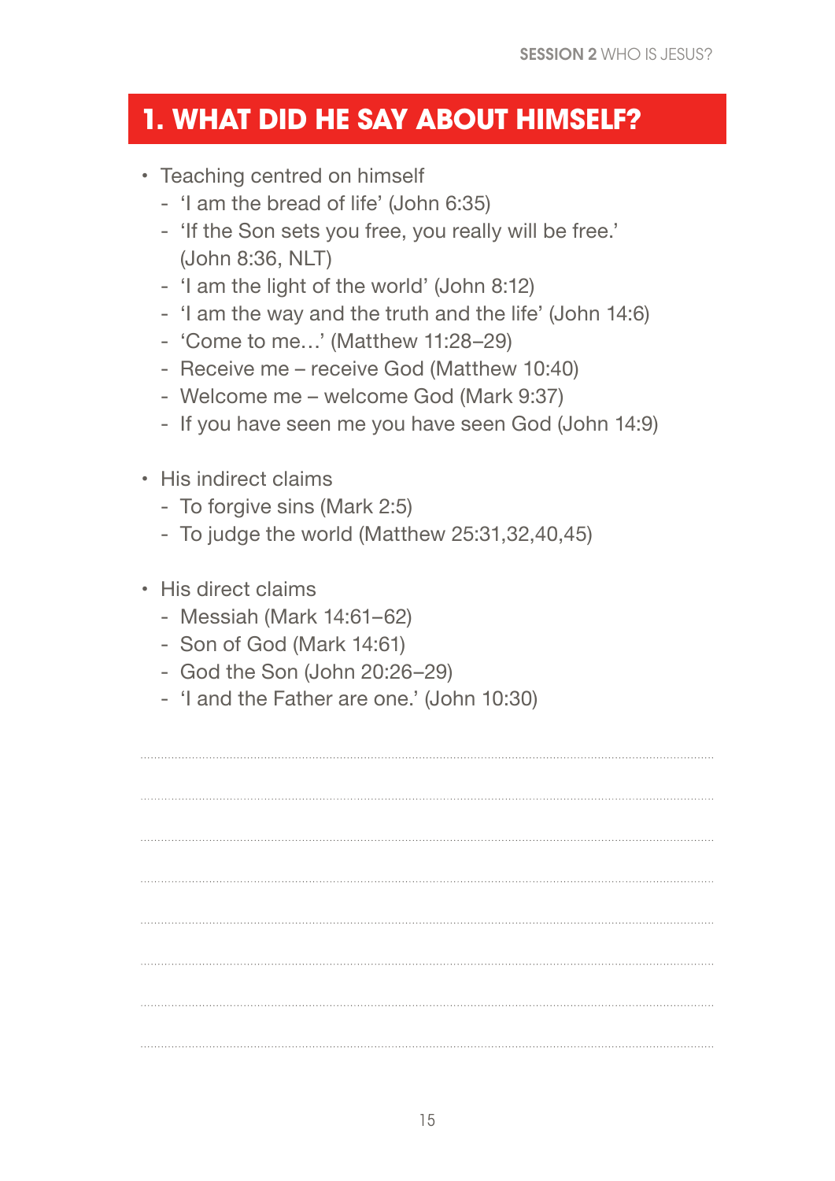# 1. WHAT DID HE SAY ABOUT HIMSELF?

- Teaching centred on himself
  - 'I am the bread of life' (John 6:35)
  - 'If the Son sets you free, you really will be free.' (John 8:36, NLT)
  - 'I am the light of the world' (John 8:12)
  - 'I am the way and the truth and the life' (John 14:6)
  - 'Come to me…' (Matthew 11:28–29)
  - Receive me – receive God (Matthew 10:40)
  - Welcome me – welcome God (Mark 9:37)
  - If you have seen me you have seen God (John 14:9)

- His indirect claims
  - To forgive sins (Mark 2:5)
  - To judge the world (Matthew 25:31,32,40,45)

- His direct claims
  - Messiah (Mark 14:61–62)
  - Son of God (Mark 14:61)
  - God the Son (John 20:26–29)
  - 'I and the Father are one.' (John 10:30)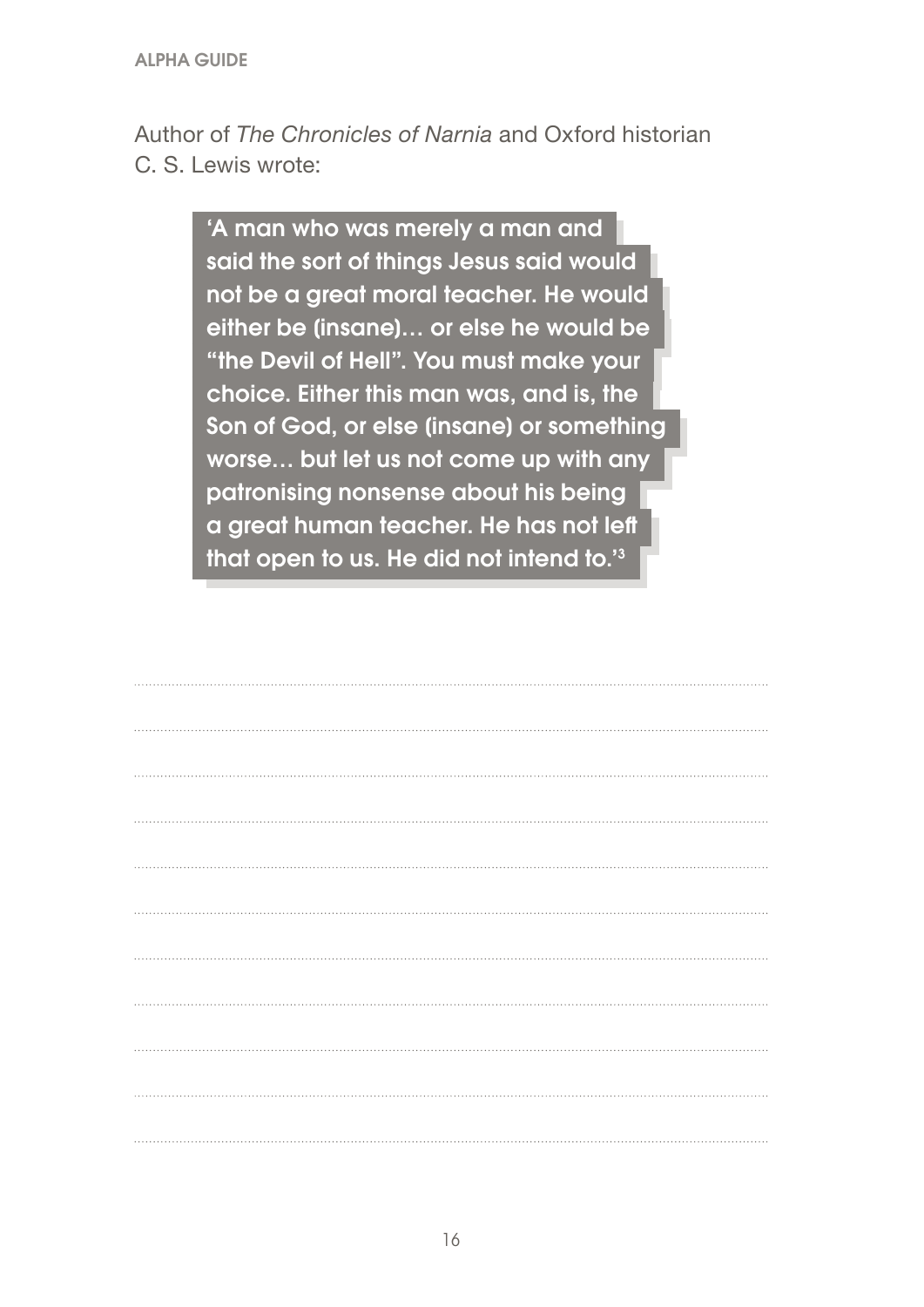Author of *The Chronicles of Narnia* and Oxford historian C. S. Lewis wrote:

> **'A man who was merely a man and said the sort of things Jesus said would not be a great moral teacher. He would either be (insane)… or else he would be "the Devil of Hell". You must make your choice. Either this man was, and is, the Son of God, or else (insane) or something worse… but let us not come up with any patronising nonsense about his being a great human teacher. He has not left that open to us. He did not intend to.'[3]**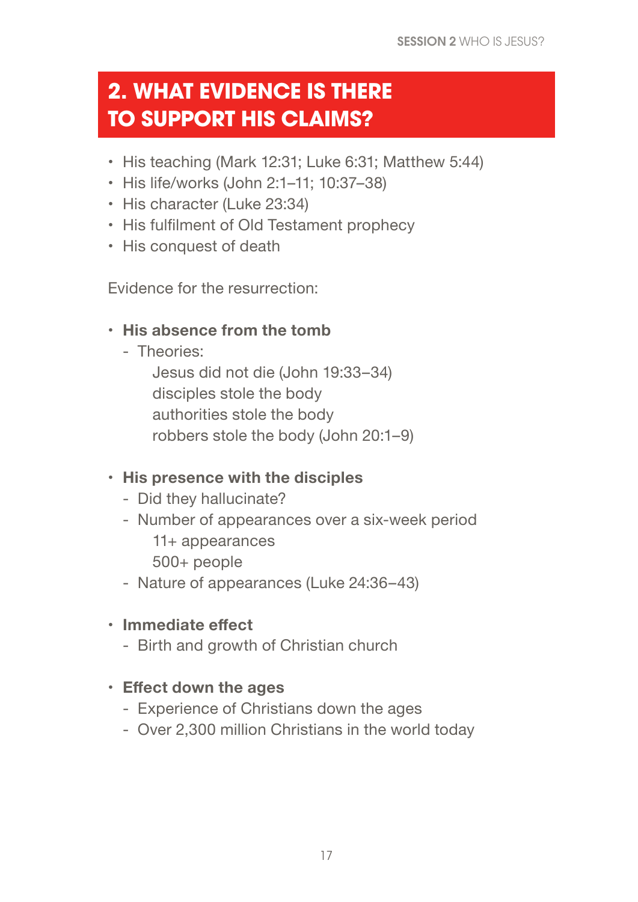## 2. WHAT EVIDENCE IS THERE TO SUPPORT HIS CLAIMS?

- His teaching (Mark 12:31; Luke 6:31; Matthew 5:44)
- His life/works (John 2:1–11; 10:37–38)
- His character (Luke 23:34)
- His fulfilment of Old Testament prophecy
- His conquest of death

Evidence for the resurrection:

- **His absence from the tomb**
  - Theories:
    - Jesus did not die (John 19:33–34)
    - disciples stole the body
    - authorities stole the body
    - robbers stole the body (John 20:1–9)

- **His presence with the disciples**
  - Did they hallucinate?
  - Number of appearances over a six-week period
    - 11+ appearances
    - 500+ people
  - Nature of appearances (Luke 24:36–43)

- **Immediate effect**
  - Birth and growth of Christian church

- **Effect down the ages**
  - Experience of Christians down the ages
  - Over 2,300 million Christians in the world today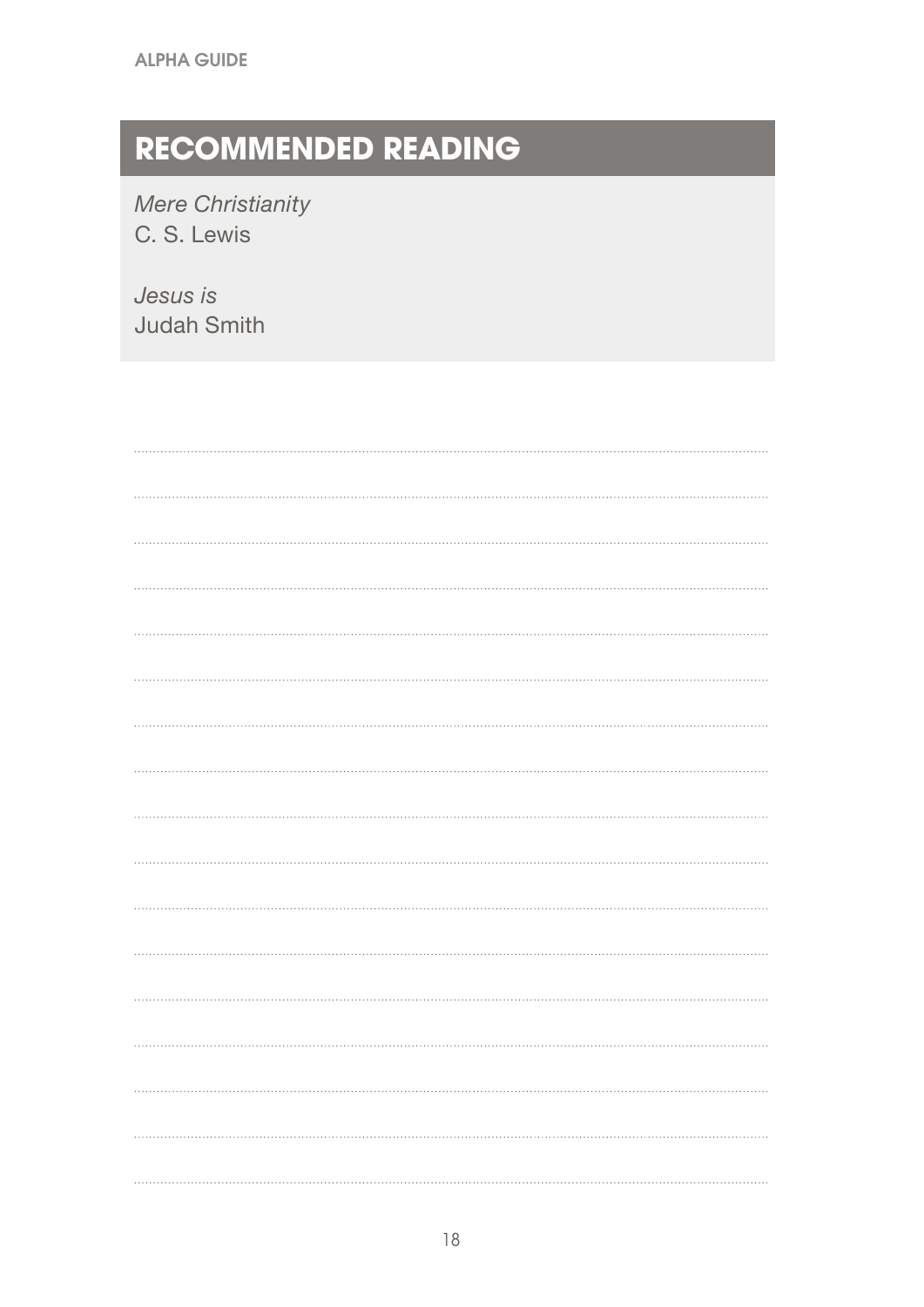## RECOMMENDED READING

*Mere Christianity*
C. S. Lewis

*Jesus is*
Judah Smith